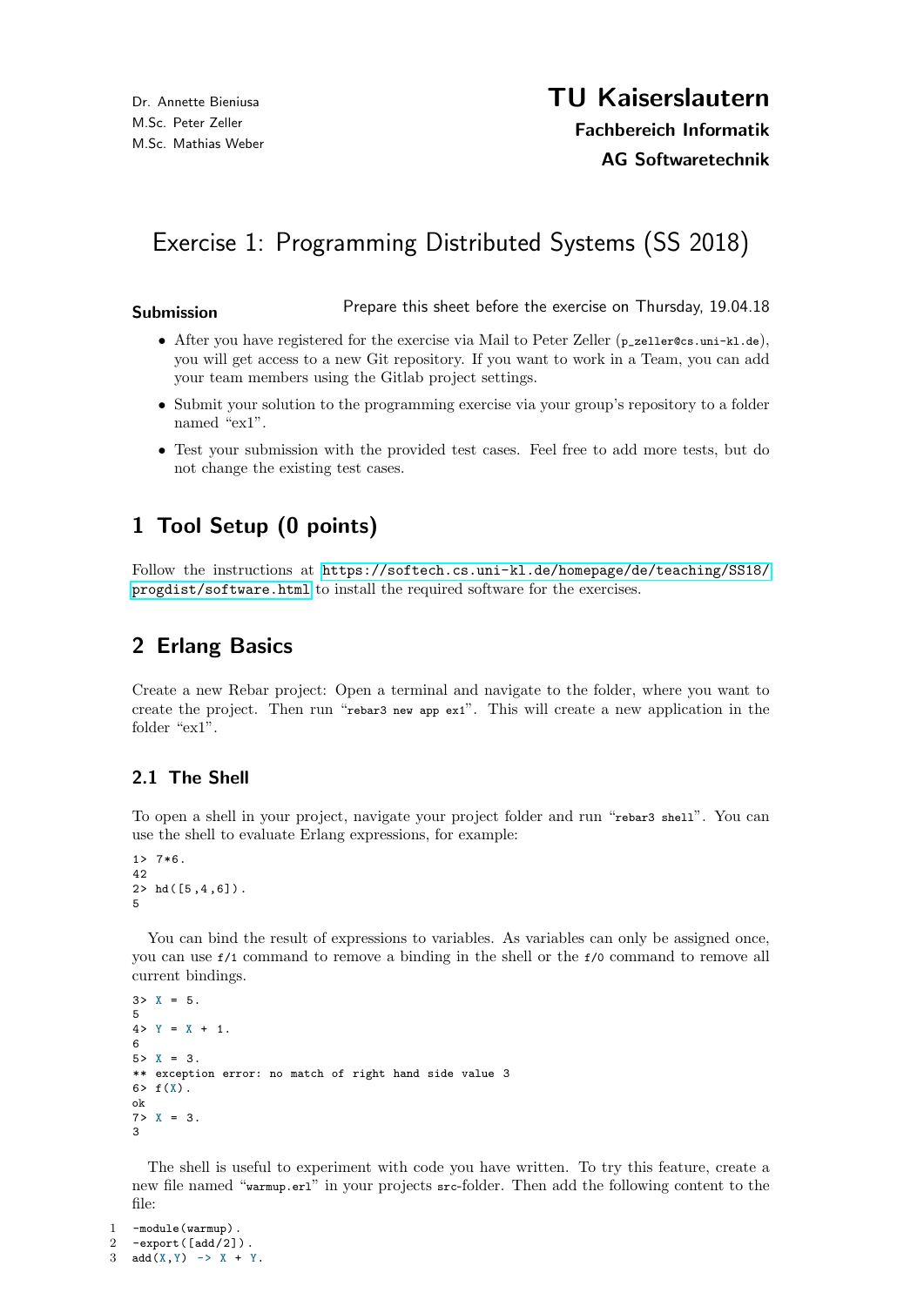Dr. Annette Bieniusa
M.Sc. Peter Zeller
M.Sc. Mathias Weber

**TU Kaiserslautern**
**Fachbereich Informatik**
**AG Softwaretechnik**

# Exercise 1: Programming Distributed Systems (SS 2018)

**Submission** Prepare this sheet before the exercise on Thursday, 19.04.18

- After you have registered for the exercise via Mail to Peter Zeller (`p_zeller@cs.uni-kl.de`), you will get access to a new Git repository. If you want to work in a Team, you can add your team members using the Gitlab project settings.
- Submit your solution to the programming exercise via your group's repository to a folder named "ex1".
- Test your submission with the provided test cases. Feel free to add more tests, but do not change the existing test cases.

## 1 Tool Setup (0 points)

Follow the instructions at https://softech.cs.uni-kl.de/homepage/de/teaching/SS18/progdist/software.html to install the required software for the exercises.

## 2 Erlang Basics

Create a new Rebar project: Open a terminal and navigate to the folder, where you want to create the project. Then run "`rebar3 new app ex1`". This will create a new application in the folder "ex1".

### 2.1 The Shell

To open a shell in your project, navigate your project folder and run "`rebar3 shell`". You can use the shell to evaluate Erlang expressions, for example:

```
1> 7*6.
42
2> hd([5,4,6]).
5
```

You can bind the result of expressions to variables. As variables can only be assigned once, you can use `f/1` command to remove a binding in the shell or the `f/0` command to remove all current bindings.

```
3> X = 5.
5
4> Y = X + 1.
6
5> X = 3.
** exception error: no match of right hand side value 3
6> f(X).
ok
7> X = 3.
3
```

The shell is useful to experiment with code you have written. To try this feature, create a new file named "`warmup.erl`" in your projects `src`-folder. Then add the following content to the file:

```
1  -module(warmup).
2  -export([add/2]).
3  add(X,Y) -> X + Y.
```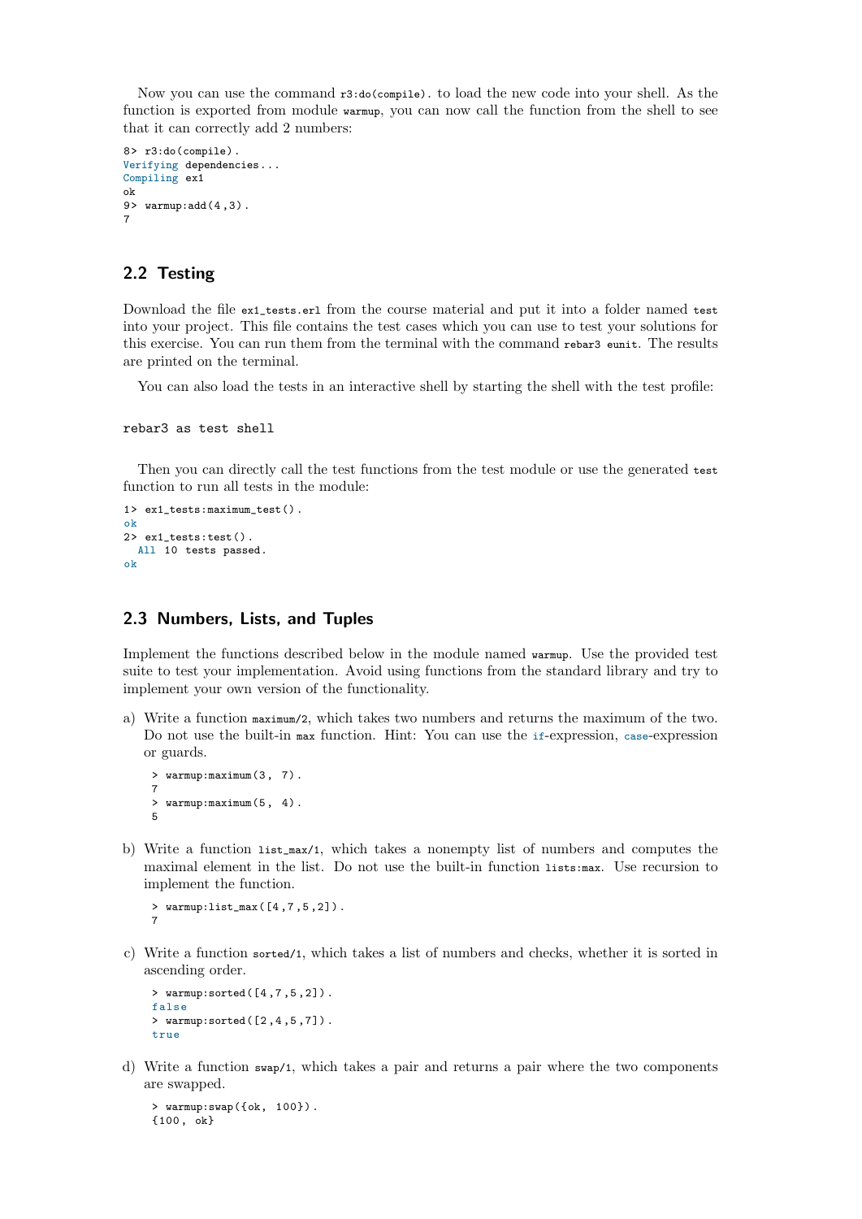Now you can use the command `r3:do(compile).` to load the new code into your shell. As the function is exported from module `warmup`, you can now call the function from the shell to see that it can correctly add 2 numbers:

```
8> r3:do(compile).
Verifying dependencies...
Compiling ex1
ok
9> warmup:add(4,3).
7
```

## 2.2 Testing

Download the file `ex1_tests.erl` from the course material and put it into a folder named `test` into your project. This file contains the test cases which you can use to test your solutions for this exercise. You can run them from the terminal with the command `rebar3 eunit`. The results are printed on the terminal.

You can also load the tests in an interactive shell by starting the shell with the test profile:

```
rebar3 as test shell
```

Then you can directly call the test functions from the test module or use the generated `test` function to run all tests in the module:

```
1> ex1_tests:maximum_test().
ok
2> ex1_tests:test().
  All 10 tests passed.
ok
```

## 2.3 Numbers, Lists, and Tuples

Implement the functions described below in the module named `warmup`. Use the provided test suite to test your implementation. Avoid using functions from the standard library and try to implement your own version of the functionality.

a) Write a function `maximum/2`, which takes two numbers and returns the maximum of the two. Do not use the built-in `max` function. Hint: You can use the `if`-expression, `case`-expression or guards.

```
> warmup:maximum(3, 7).
7
> warmup:maximum(5, 4).
5
```

b) Write a function `list_max/1`, which takes a nonempty list of numbers and computes the maximal element in the list. Do not use the built-in function `lists:max`. Use recursion to implement the function.

```
> warmup:list_max([4,7,5,2]).
7
```

c) Write a function `sorted/1`, which takes a list of numbers and checks, whether it is sorted in ascending order.

```
> warmup:sorted([4,7,5,2]).
false
> warmup:sorted([2,4,5,7]).
true
```

d) Write a function `swap/1`, which takes a pair and returns a pair where the two components are swapped.

```
> warmup:swap({ok, 100}).
{100, ok}
```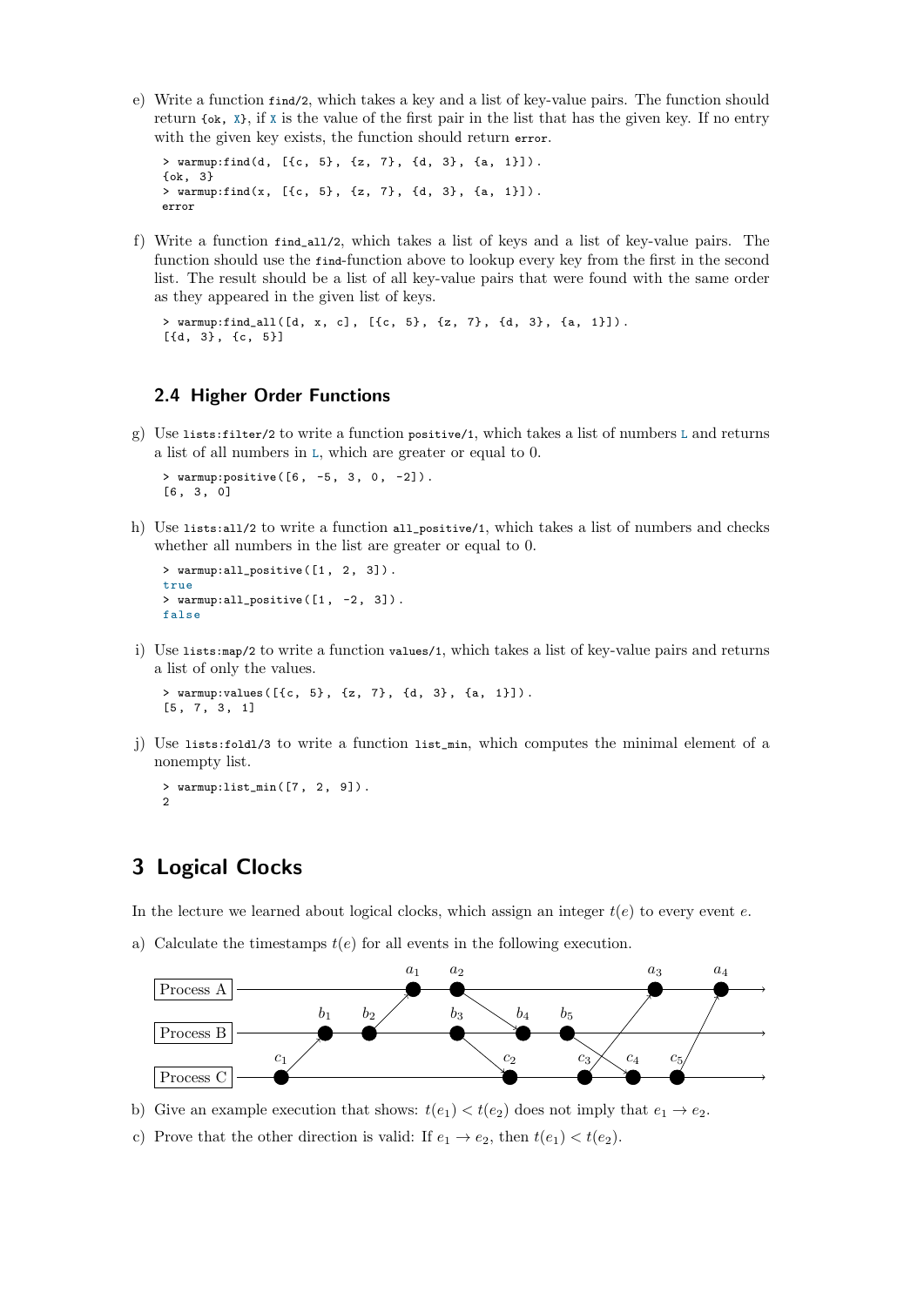e) Write a function `find/2`, which takes a key and a list of key-value pairs. The function should return `{ok, X}`, if `X` is the value of the first pair in the list that has the given key. If no entry with the given key exists, the function should return `error`.

```
> warmup:find(d, [{c, 5}, {z, 7}, {d, 3}, {a, 1}]).
{ok, 3}
> warmup:find(x, [{c, 5}, {z, 7}, {d, 3}, {a, 1}]).
error
```

f) Write a function `find_all/2`, which takes a list of keys and a list of key-value pairs. The function should use the `find`-function above to lookup every key from the first in the second list. The result should be a list of all key-value pairs that were found with the same order as they appeared in the given list of keys.

```
> warmup:find_all([d, x, c], [{c, 5}, {z, 7}, {d, 3}, {a, 1}]).
[{d, 3}, {c, 5}]
```

### 2.4 Higher Order Functions

g) Use `lists:filter/2` to write a function `positive/1`, which takes a list of numbers `L` and returns a list of all numbers in `L`, which are greater or equal to 0.

```
> warmup:positive([6, -5, 3, 0, -2]).
[6, 3, 0]
```

h) Use `lists:all/2` to write a function `all_positive/1`, which takes a list of numbers and checks whether all numbers in the list are greater or equal to 0.

```
> warmup:all_positive([1, 2, 3]).
true
> warmup:all_positive([1, -2, 3]).
false
```

i) Use `lists:map/2` to write a function `values/1`, which takes a list of key-value pairs and returns a list of only the values.

```
> warmup:values([{c, 5}, {z, 7}, {d, 3}, {a, 1}]).
[5, 7, 3, 1]
```

j) Use `lists:foldl/3` to write a function `list_min`, which computes the minimal element of a nonempty list.

```
> warmup:list_min([7, 2, 9]).
2
```

## 3 Logical Clocks

In the lecture we learned about logical clocks, which assign an integer $t(e)$ to every event $e$.

a) Calculate the timestamps $t(e)$ for all events in the following execution.

Process A
Process B
Process C
$a_1$ $a_2$ $a_3$ $a_4$
$b_1$ $b_2$ $b_3$ $b_4$ $b_5$
$c_1$ $c_2$ $c_3$ $c_4$ $c_5$

b) Give an example execution that shows: $t(e_1) < t(e_2)$ does not imply that $e_1 \rightarrow e_2$.

c) Prove that the other direction is valid: If $e_1 \rightarrow e_2$, then $t(e_1) < t(e_2)$.